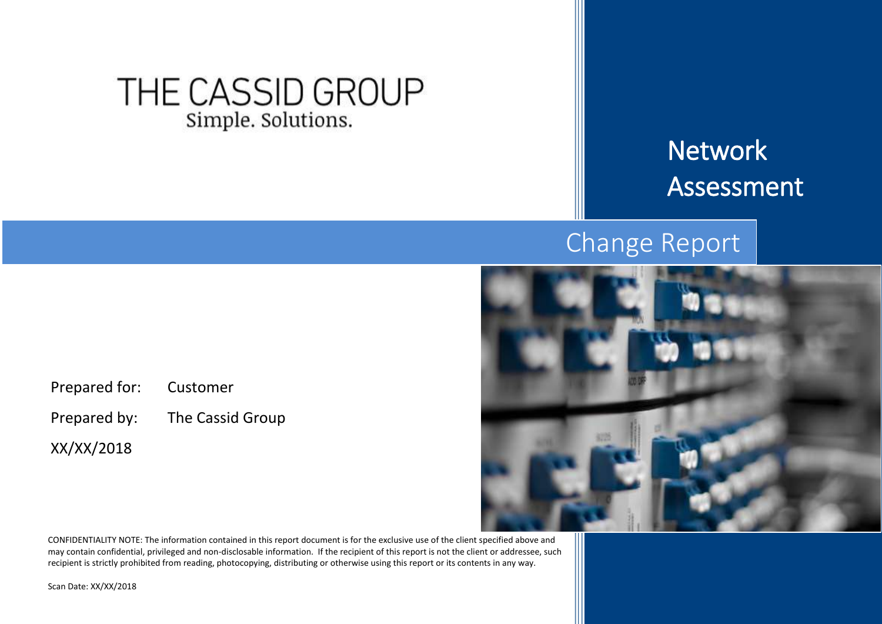THE CASSID GROUP

Simple. Solutions.

# Network Assessment

## Change Report

Prepared for: Customer

Prepared by: The Cassid Group

XX/XX/2018

CONFIDENTIALITY NOTE: The information contained in this report document is for the exclusive use of the client specified above and may contain confidential, privileged and non-disclosable information. If the recipient of this report is not the client or addressee, such recipient is strictly prohibited from reading, photocopying, distributing or otherwise using this report or its contents in any way.

Scan Date: XX/XX/2018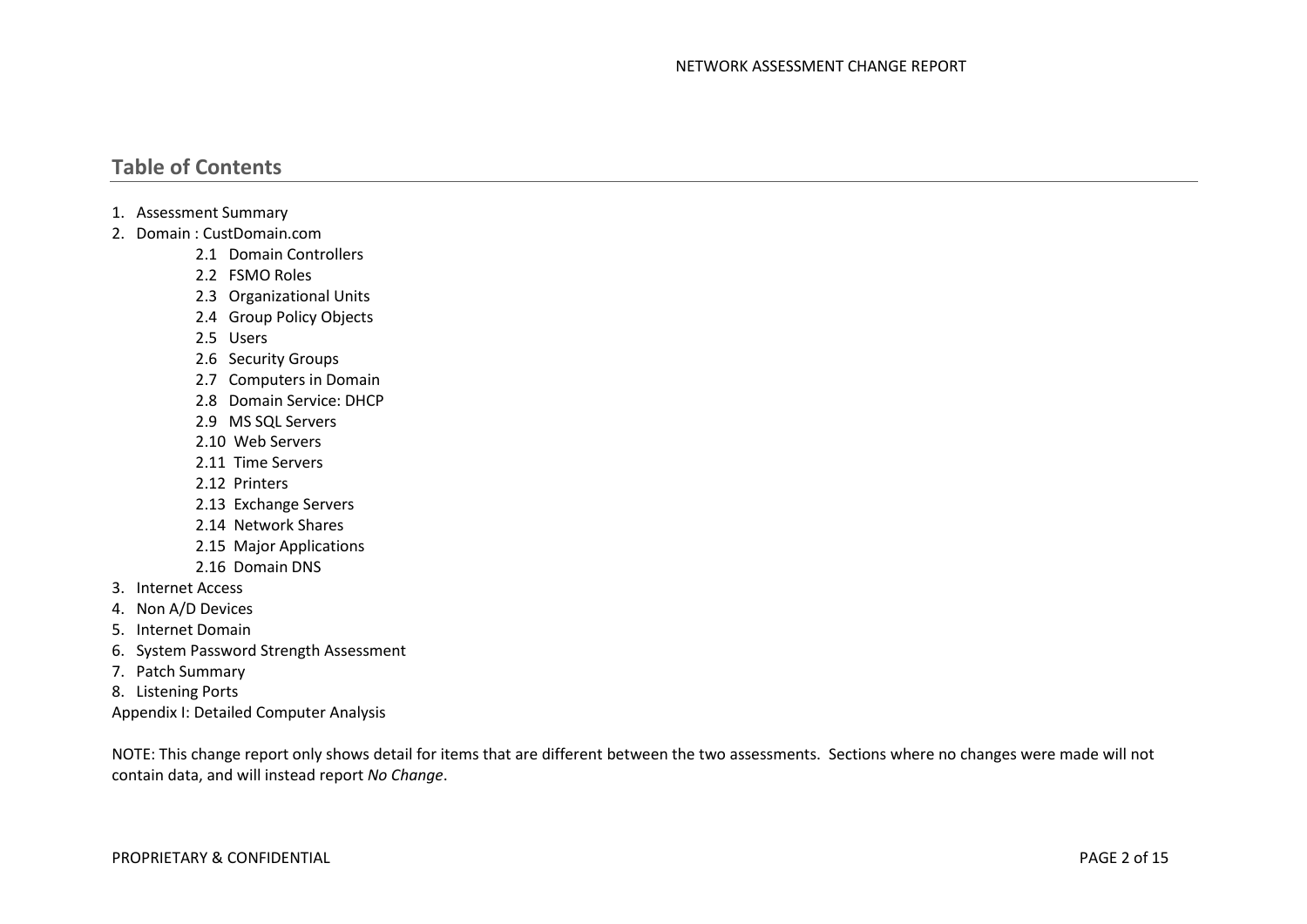## Table of Contents

1. Assessment Summary
2. Domain : CustDomain.com
    - 2.1 Domain Controllers
    - 2.2 FSMO Roles
    - 2.3 Organizational Units
    - 2.4 Group Policy Objects
    - 2.5 Users
    - 2.6 Security Groups
    - 2.7 Computers in Domain
    - 2.8 Domain Service: DHCP
    - 2.9 MS SQL Servers
    - 2.10 Web Servers
    - 2.11 Time Servers
    - 2.12 Printers
    - 2.13 Exchange Servers
    - 2.14 Network Shares
    - 2.15 Major Applications
    - 2.16 Domain DNS
3. Internet Access
4. Non A/D Devices
5. Internet Domain
6. System Password Strength Assessment
7. Patch Summary
8. Listening Ports

Appendix I: Detailed Computer Analysis

NOTE: This change report only shows detail for items that are different between the two assessments. Sections where no changes were made will not contain data, and will instead report *No Change*.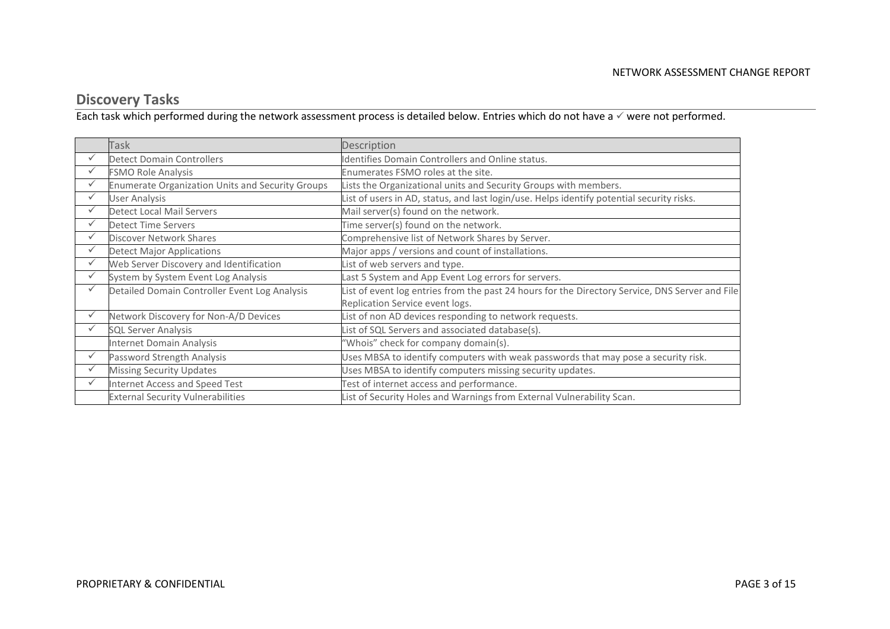## Discovery Tasks

Each task which performed during the network assessment process is detailed below. Entries which do not have a ✓ were not performed.

| | Task | Description |
|---|---|---|
| ✓ | Detect Domain Controllers | Identifies Domain Controllers and Online status. |
| ✓ | FSMO Role Analysis | Enumerates FSMO roles at the site. |
| ✓ | Enumerate Organization Units and Security Groups | Lists the Organizational units and Security Groups with members. |
| ✓ | User Analysis | List of users in AD, status, and last login/use. Helps identify potential security risks. |
| ✓ | Detect Local Mail Servers | Mail server(s) found on the network. |
| ✓ | Detect Time Servers | Time server(s) found on the network. |
| ✓ | Discover Network Shares | Comprehensive list of Network Shares by Server. |
| ✓ | Detect Major Applications | Major apps / versions and count of installations. |
| ✓ | Web Server Discovery and Identification | List of web servers and type. |
| ✓ | System by System Event Log Analysis | Last 5 System and App Event Log errors for servers. |
| ✓ | Detailed Domain Controller Event Log Analysis | List of event log entries from the past 24 hours for the Directory Service, DNS Server and File Replication Service event logs. |
| ✓ | Network Discovery for Non-A/D Devices | List of non AD devices responding to network requests. |
| ✓ | SQL Server Analysis | List of SQL Servers and associated database(s). |
| | Internet Domain Analysis | "Whois" check for company domain(s). |
| ✓ | Password Strength Analysis | Uses MBSA to identify computers with weak passwords that may pose a security risk. |
| ✓ | Missing Security Updates | Uses MBSA to identify computers missing security updates. |
| ✓ | Internet Access and Speed Test | Test of internet access and performance. |
| | External Security Vulnerabilities | List of Security Holes and Warnings from External Vulnerability Scan. |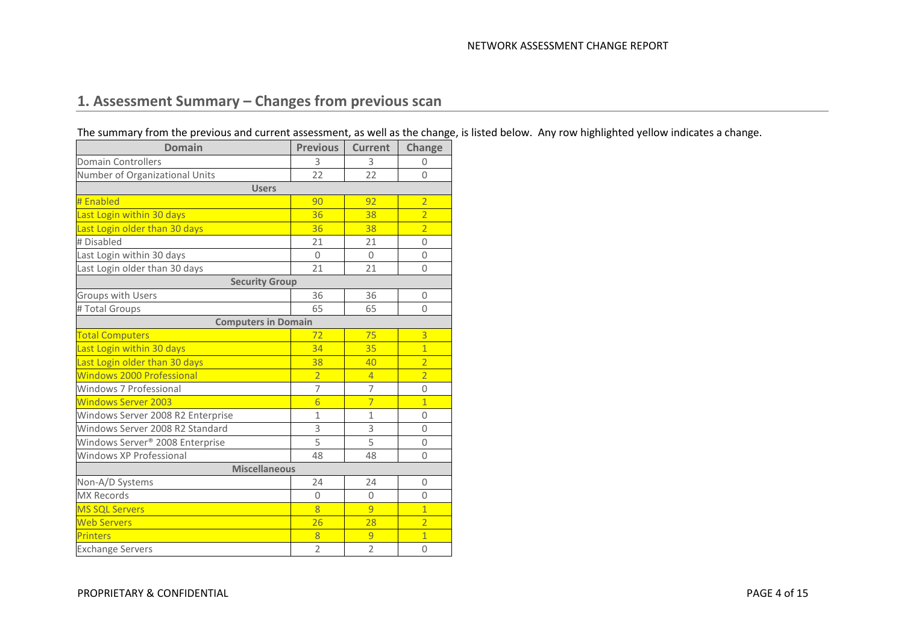## 1. Assessment Summary – Changes from previous scan

The summary from the previous and current assessment, as well as the change, is listed below. Any row highlighted yellow indicates a change.

| Domain | Previous | Current | Change |
| --- | --- | --- | --- |
| Domain Controllers | 3 | 3 | 0 |
| Number of Organizational Units | 22 | 22 | 0 |
| **Users** | | | |
| # Enabled | 90 | 92 | 2 |
| Last Login within 30 days | 36 | 38 | 2 |
| Last Login older than 30 days | 36 | 38 | 2 |
| # Disabled | 21 | 21 | 0 |
| Last Login within 30 days | 0 | 0 | 0 |
| Last Login older than 30 days | 21 | 21 | 0 |
| **Security Group** | | | |
| Groups with Users | 36 | 36 | 0 |
| # Total Groups | 65 | 65 | 0 |
| **Computers in Domain** | | | |
| Total Computers | 72 | 75 | 3 |
| Last Login within 30 days | 34 | 35 | 1 |
| Last Login older than 30 days | 38 | 40 | 2 |
| Windows 2000 Professional | 2 | 4 | 2 |
| Windows 7 Professional | 7 | 7 | 0 |
| Windows Server 2003 | 6 | 7 | 1 |
| Windows Server 2008 R2 Enterprise | 1 | 1 | 0 |
| Windows Server 2008 R2 Standard | 3 | 3 | 0 |
| Windows Server® 2008 Enterprise | 5 | 5 | 0 |
| Windows XP Professional | 48 | 48 | 0 |
| **Miscellaneous** | | | |
| Non-A/D Systems | 24 | 24 | 0 |
| MX Records | 0 | 0 | 0 |
| MS SQL Servers | 8 | 9 | 1 |
| Web Servers | 26 | 28 | 2 |
| Printers | 8 | 9 | 1 |
| Exchange Servers | 2 | 2 | 0 |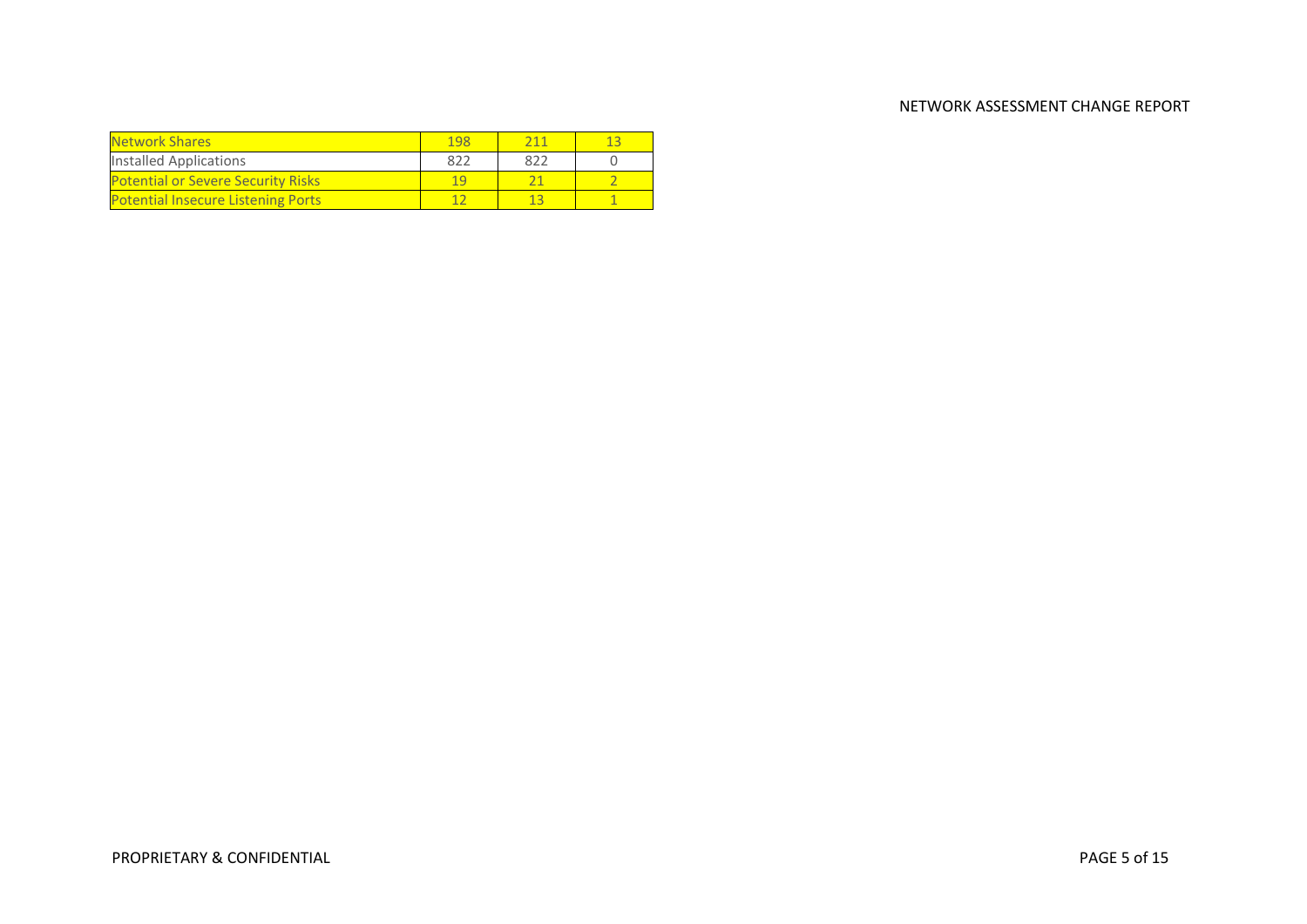| Network Shares | 198 | 211 | 13 |
| --- | --- | --- | --- |
| Installed Applications | 822 | 822 | 0 |
| Potential or Severe Security Risks | 19 | 21 | 2 |
| Potential Insecure Listening Ports | 12 | 13 | 1 |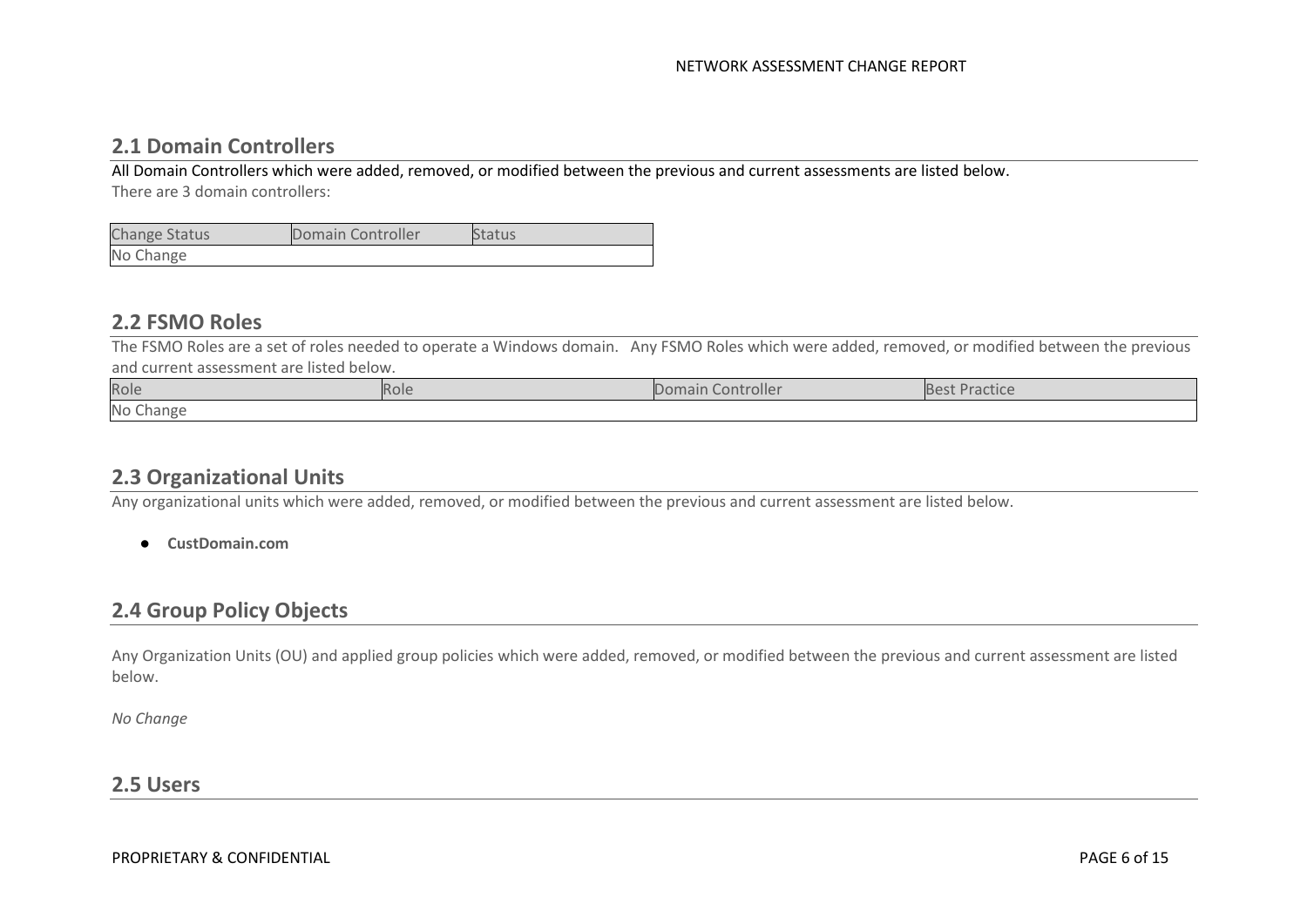## 2.1 Domain Controllers

All Domain Controllers which were added, removed, or modified between the previous and current assessments are listed below.

There are 3 domain controllers:

| Change Status | Domain Controller | Status |
|---|---|---|
| No Change | | |

## 2.2 FSMO Roles

The FSMO Roles are a set of roles needed to operate a Windows domain. Any FSMO Roles which were added, removed, or modified between the previous and current assessment are listed below.

| Role | Role | Domain Controller | Best Practice |
|---|---|---|---|
| No Change | | | |

## 2.3 Organizational Units

Any organizational units which were added, removed, or modified between the previous and current assessment are listed below.

- **CustDomain.com**

## 2.4 Group Policy Objects

Any Organization Units (OU) and applied group policies which were added, removed, or modified between the previous and current assessment are listed below.

*No Change*

## 2.5 Users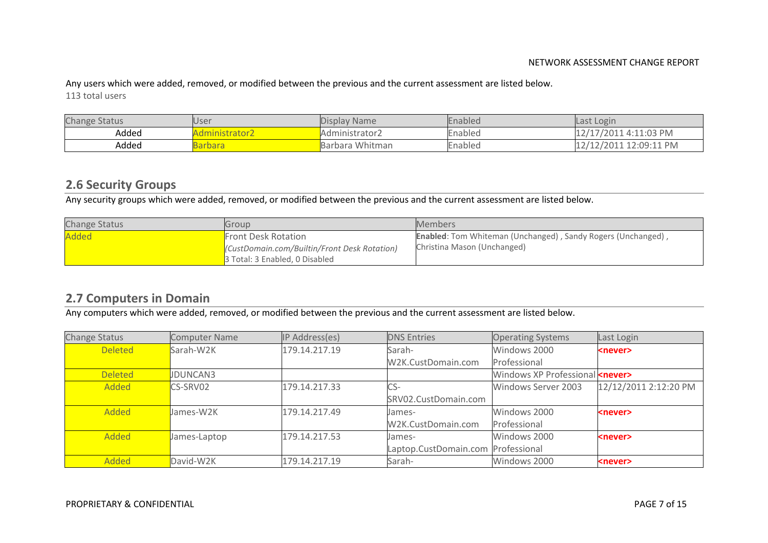Any users which were added, removed, or modified between the previous and the current assessment are listed below.

113 total users

| Change Status | User | Display Name | Enabled | Last Login |
|---|---|---|---|---|
| Added | Administrator2 | Administrator2 | Enabled | 12/17/2011 4:11:03 PM |
| Added | Barbara | Barbara Whitman | Enabled | 12/12/2011 12:09:11 PM |

## 2.6 Security Groups

Any security groups which were added, removed, or modified between the previous and the current assessment are listed below.

| Change Status | Group | Members |
|---|---|---|
| Added | Front Desk Rotation *(CustDomain.com/Builtin/Front Desk Rotation)* 3 Total: 3 Enabled, 0 Disabled | **Enabled**: Tom Whiteman (Unchanged) , Sandy Rogers (Unchanged) , Christina Mason (Unchanged) |

## 2.7 Computers in Domain

Any computers which were added, removed, or modified between the previous and the current assessment are listed below.

| Change Status | Computer Name | IP Address(es) | DNS Entries | Operating Systems | Last Login |
|---|---|---|---|---|---|
| Deleted | Sarah-W2K | 179.14.217.19 | Sarah-W2K.CustDomain.com | Windows 2000 Professional | **<never>** |
| Deleted | JDUNCAN3 | | | Windows XP Professional | **<never>** |
| Added | CS-SRV02 | 179.14.217.33 | CS-SRV02.CustDomain.com | Windows Server 2003 | 12/12/2011 2:12:20 PM |
| Added | James-W2K | 179.14.217.49 | James-W2K.CustDomain.com | Windows 2000 Professional | **<never>** |
| Added | James-Laptop | 179.14.217.53 | James-Laptop.CustDomain.com | Windows 2000 Professional | **<never>** |
| Added | David-W2K | 179.14.217.19 | Sarah- | Windows 2000 | **<never>** |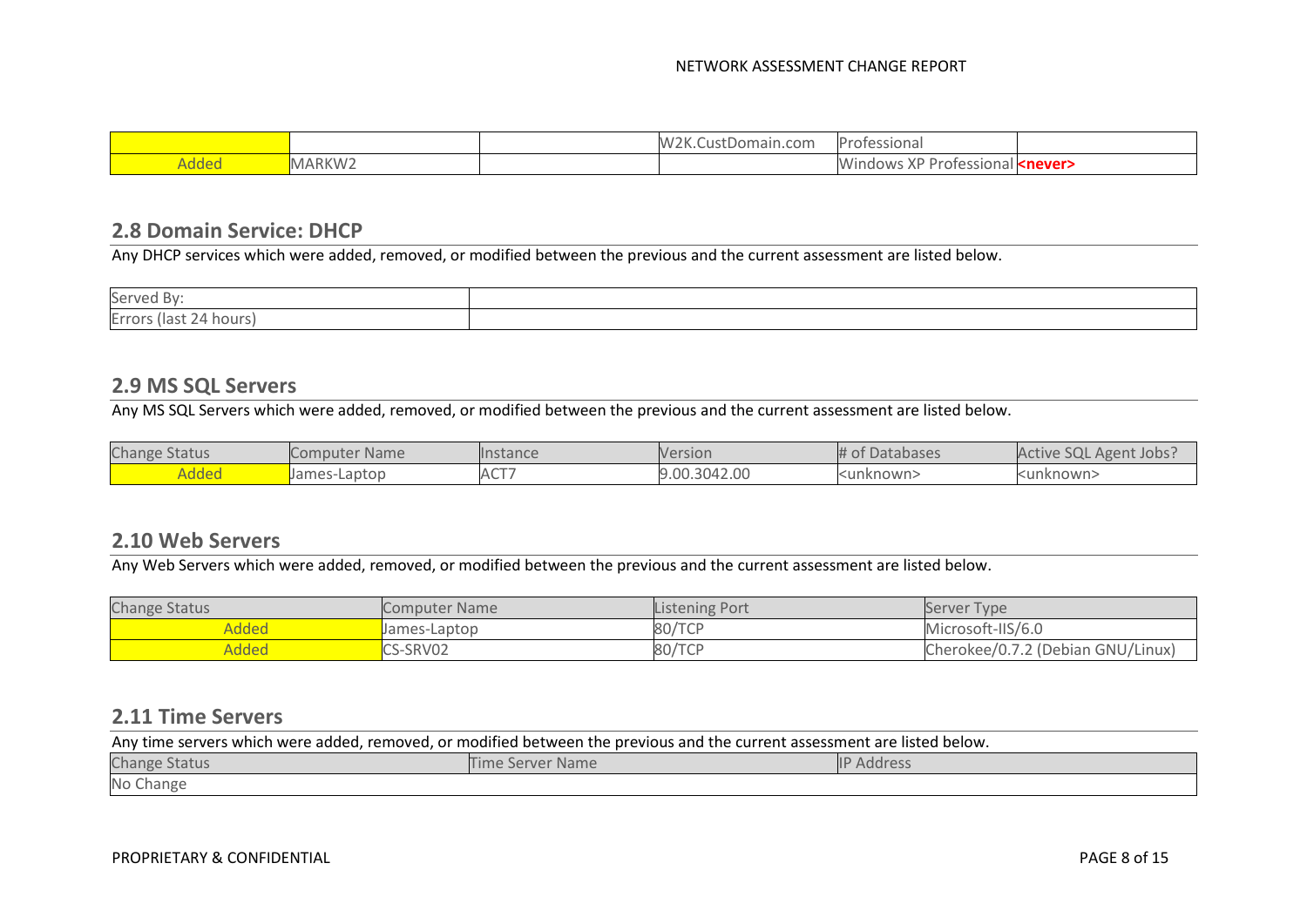| | | | W2K.CustDomain.com | Professional | |
|---|---|---|---|---|---|
| Added | MARKW2 | | | Windows XP Professional | **<never>** |

## 2.8 Domain Service: DHCP

Any DHCP services which were added, removed, or modified between the previous and the current assessment are listed below.

| Served By: | |
|---|---|
| Errors (last 24 hours) | |

## 2.9 MS SQL Servers

Any MS SQL Servers which were added, removed, or modified between the previous and the current assessment are listed below.

| Change Status | Computer Name | Instance | Version | # of Databases | Active SQL Agent Jobs? |
|---|---|---|---|---|---|
| Added | James-Laptop | ACT7 | 9.00.3042.00 | <unknown> | <unknown> |

## 2.10 Web Servers

Any Web Servers which were added, removed, or modified between the previous and the current assessment are listed below.

| Change Status | Computer Name | Listening Port | Server Type |
|---|---|---|---|
| Added | James-Laptop | 80/TCP | Microsoft-IIS/6.0 |
| Added | CS-SRV02 | 80/TCP | Cherokee/0.7.2 (Debian GNU/Linux) |

## 2.11 Time Servers

Any time servers which were added, removed, or modified between the previous and the current assessment are listed below.

| Change Status | Time Server Name | IP Address |
|---|---|---|
| No Change | | |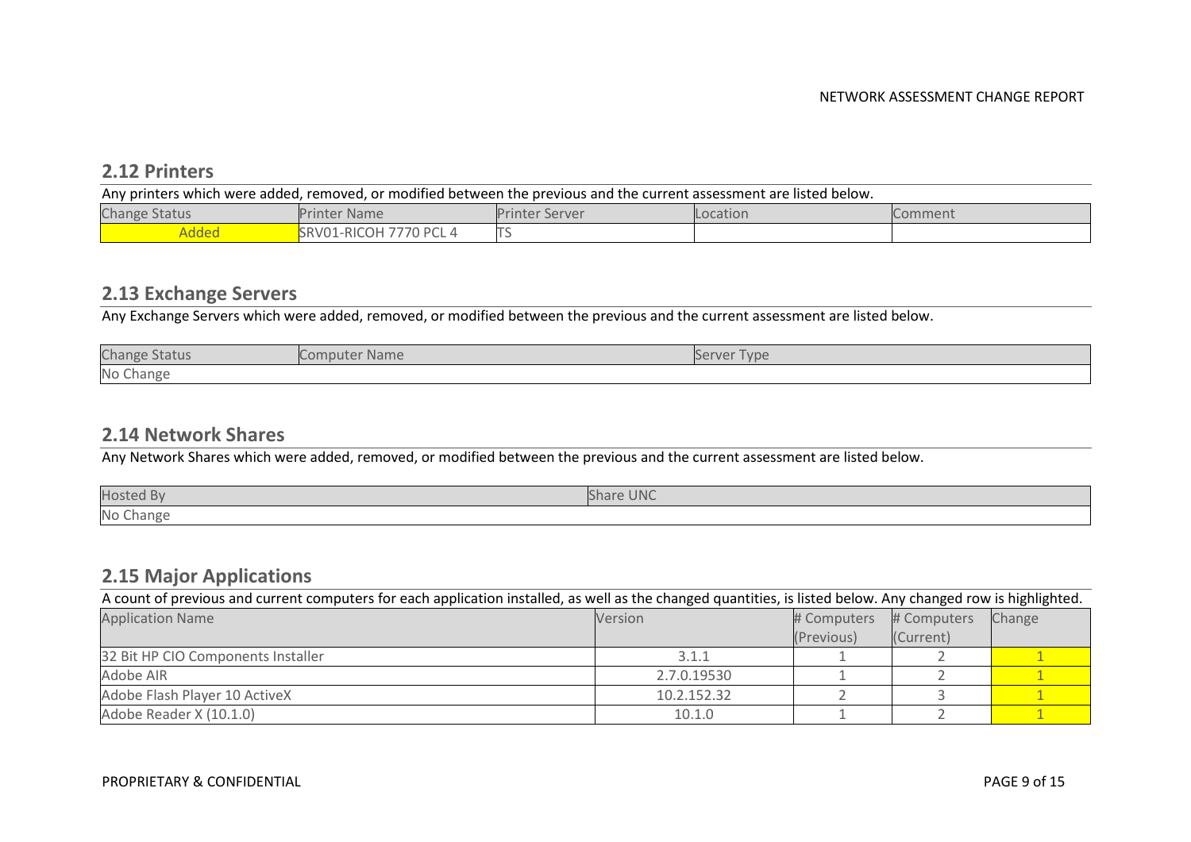## 2.12 Printers

Any printers which were added, removed, or modified between the previous and the current assessment are listed below.

| Change Status | Printer Name | Printer Server | Location | Comment |
|---|---|---|---|---|
| Added | SRV01-RICOH 7770 PCL 4 | TS | | |

## 2.13 Exchange Servers

Any Exchange Servers which were added, removed, or modified between the previous and the current assessment are listed below.

| Change Status | Computer Name | Server Type |
|---|---|---|
| No Change | | |

## 2.14 Network Shares

Any Network Shares which were added, removed, or modified between the previous and the current assessment are listed below.

| Hosted By | Share UNC |
|---|---|
| No Change | |

## 2.15 Major Applications

A count of previous and current computers for each application installed, as well as the changed quantities, is listed below. Any changed row is highlighted.

| Application Name | Version | # Computers (Previous) | # Computers (Current) | Change |
|---|---|---|---|---|
| 32 Bit HP CIO Components Installer | 3.1.1 | 1 | 2 | 1 |
| Adobe AIR | 2.7.0.19530 | 1 | 2 | 1 |
| Adobe Flash Player 10 ActiveX | 10.2.152.32 | 2 | 3 | 1 |
| Adobe Reader X (10.1.0) | 10.1.0 | 1 | 2 | 1 |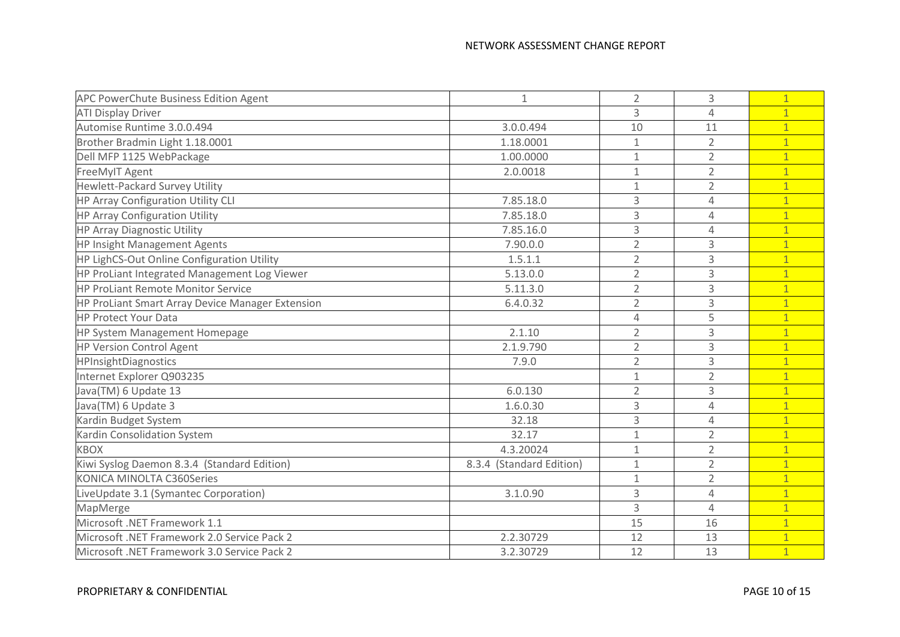| APC PowerChute Business Edition Agent | 1 | 2 | 3 | 1 |
|---|---|---|---|---|
| ATI Display Driver | | 3 | 4 | 1 |
| Automise Runtime 3.0.0.494 | 3.0.0.494 | 10 | 11 | 1 |
| Brother Bradmin Light 1.18.0001 | 1.18.0001 | 1 | 2 | 1 |
| Dell MFP 1125 WebPackage | 1.00.0000 | 1 | 2 | 1 |
| FreeMyIT Agent | 2.0.0018 | 1 | 2 | 1 |
| Hewlett-Packard Survey Utility | | 1 | 2 | 1 |
| HP Array Configuration Utility CLI | 7.85.18.0 | 3 | 4 | 1 |
| HP Array Configuration Utility | 7.85.18.0 | 3 | 4 | 1 |
| HP Array Diagnostic Utility | 7.85.16.0 | 3 | 4 | 1 |
| HP Insight Management Agents | 7.90.0.0 | 2 | 3 | 1 |
| HP LighCS-Out Online Configuration Utility | 1.5.1.1 | 2 | 3 | 1 |
| HP ProLiant Integrated Management Log Viewer | 5.13.0.0 | 2 | 3 | 1 |
| HP ProLiant Remote Monitor Service | 5.11.3.0 | 2 | 3 | 1 |
| HP ProLiant Smart Array Device Manager Extension | 6.4.0.32 | 2 | 3 | 1 |
| HP Protect Your Data | | 4 | 5 | 1 |
| HP System Management Homepage | 2.1.10 | 2 | 3 | 1 |
| HP Version Control Agent | 2.1.9.790 | 2 | 3 | 1 |
| HPInsightDiagnostics | 7.9.0 | 2 | 3 | 1 |
| Internet Explorer Q903235 | | 1 | 2 | 1 |
| Java(TM) 6 Update 13 | 6.0.130 | 2 | 3 | 1 |
| Java(TM) 6 Update 3 | 1.6.0.30 | 3 | 4 | 1 |
| Kardin Budget System | 32.18 | 3 | 4 | 1 |
| Kardin Consolidation System | 32.17 | 1 | 2 | 1 |
| KBOX | 4.3.20024 | 1 | 2 | 1 |
| Kiwi Syslog Daemon 8.3.4 (Standard Edition) | 8.3.4 (Standard Edition) | 1 | 2 | 1 |
| KONICA MINOLTA C360Series | | 1 | 2 | 1 |
| LiveUpdate 3.1 (Symantec Corporation) | 3.1.0.90 | 3 | 4 | 1 |
| MapMerge | | 3 | 4 | 1 |
| Microsoft .NET Framework 1.1 | | 15 | 16 | 1 |
| Microsoft .NET Framework 2.0 Service Pack 2 | 2.2.30729 | 12 | 13 | 1 |
| Microsoft .NET Framework 3.0 Service Pack 2 | 3.2.30729 | 12 | 13 | 1 |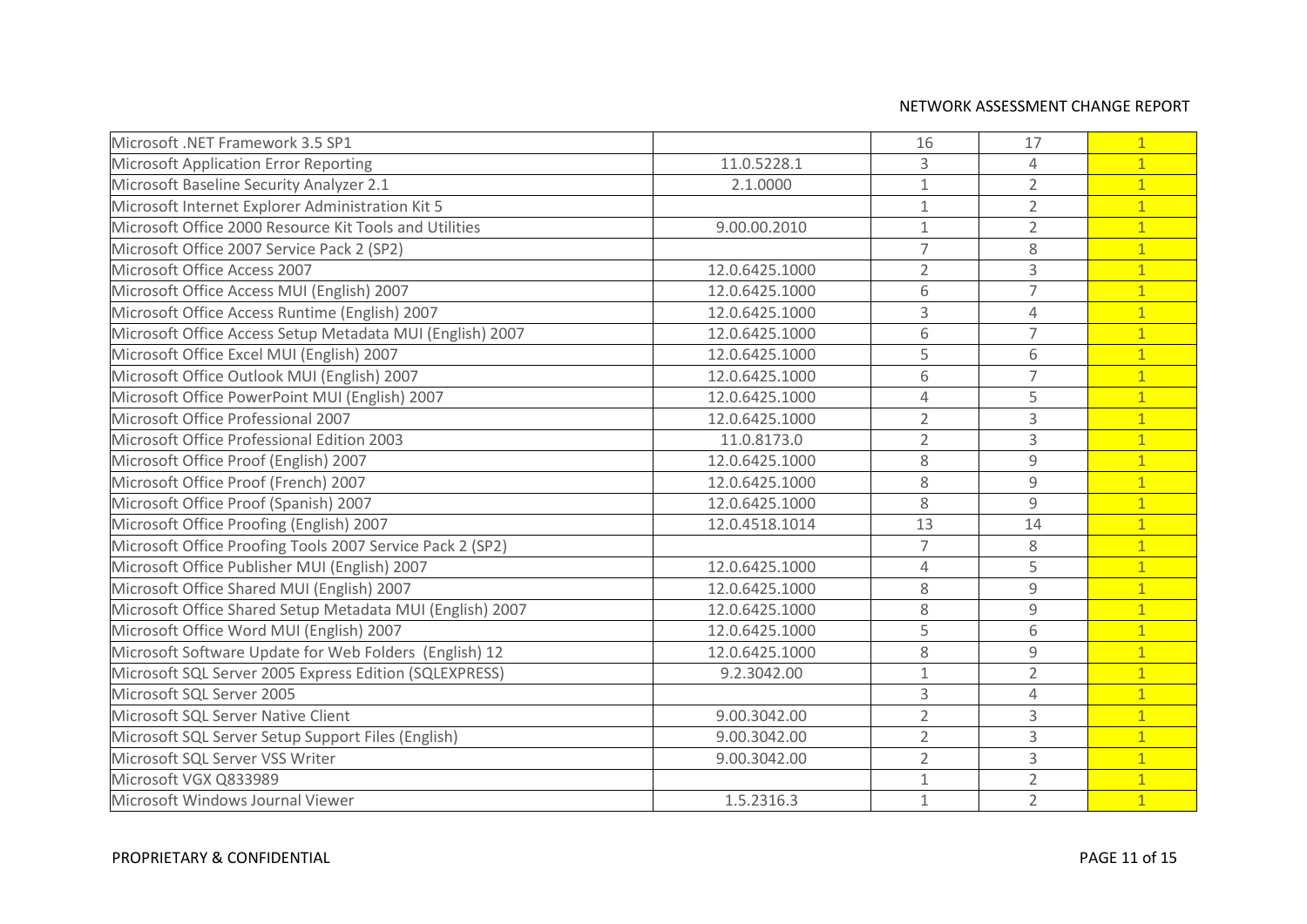| | | | | |
|---|---|---|---|---|
| Microsoft .NET Framework 3.5 SP1 | | 16 | 17 | 1 |
| Microsoft Application Error Reporting | 11.0.5228.1 | 3 | 4 | 1 |
| Microsoft Baseline Security Analyzer 2.1 | 2.1.0000 | 1 | 2 | 1 |
| Microsoft Internet Explorer Administration Kit 5 | | 1 | 2 | 1 |
| Microsoft Office 2000 Resource Kit Tools and Utilities | 9.00.00.2010 | 1 | 2 | 1 |
| Microsoft Office 2007 Service Pack 2 (SP2) | | 7 | 8 | 1 |
| Microsoft Office Access 2007 | 12.0.6425.1000 | 2 | 3 | 1 |
| Microsoft Office Access MUI (English) 2007 | 12.0.6425.1000 | 6 | 7 | 1 |
| Microsoft Office Access Runtime (English) 2007 | 12.0.6425.1000 | 3 | 4 | 1 |
| Microsoft Office Access Setup Metadata MUI (English) 2007 | 12.0.6425.1000 | 6 | 7 | 1 |
| Microsoft Office Excel MUI (English) 2007 | 12.0.6425.1000 | 5 | 6 | 1 |
| Microsoft Office Outlook MUI (English) 2007 | 12.0.6425.1000 | 6 | 7 | 1 |
| Microsoft Office PowerPoint MUI (English) 2007 | 12.0.6425.1000 | 4 | 5 | 1 |
| Microsoft Office Professional 2007 | 12.0.6425.1000 | 2 | 3 | 1 |
| Microsoft Office Professional Edition 2003 | 11.0.8173.0 | 2 | 3 | 1 |
| Microsoft Office Proof (English) 2007 | 12.0.6425.1000 | 8 | 9 | 1 |
| Microsoft Office Proof (French) 2007 | 12.0.6425.1000 | 8 | 9 | 1 |
| Microsoft Office Proof (Spanish) 2007 | 12.0.6425.1000 | 8 | 9 | 1 |
| Microsoft Office Proofing (English) 2007 | 12.0.4518.1014 | 13 | 14 | 1 |
| Microsoft Office Proofing Tools 2007 Service Pack 2 (SP2) | | 7 | 8 | 1 |
| Microsoft Office Publisher MUI (English) 2007 | 12.0.6425.1000 | 4 | 5 | 1 |
| Microsoft Office Shared MUI (English) 2007 | 12.0.6425.1000 | 8 | 9 | 1 |
| Microsoft Office Shared Setup Metadata MUI (English) 2007 | 12.0.6425.1000 | 8 | 9 | 1 |
| Microsoft Office Word MUI (English) 2007 | 12.0.6425.1000 | 5 | 6 | 1 |
| Microsoft Software Update for Web Folders (English) 12 | 12.0.6425.1000 | 8 | 9 | 1 |
| Microsoft SQL Server 2005 Express Edition (SQLEXPRESS) | 9.2.3042.00 | 1 | 2 | 1 |
| Microsoft SQL Server 2005 | | 3 | 4 | 1 |
| Microsoft SQL Server Native Client | 9.00.3042.00 | 2 | 3 | 1 |
| Microsoft SQL Server Setup Support Files (English) | 9.00.3042.00 | 2 | 3 | 1 |
| Microsoft SQL Server VSS Writer | 9.00.3042.00 | 2 | 3 | 1 |
| Microsoft VGX Q833989 | | 1 | 2 | 1 |
| Microsoft Windows Journal Viewer | 1.5.2316.3 | 1 | 2 | 1 |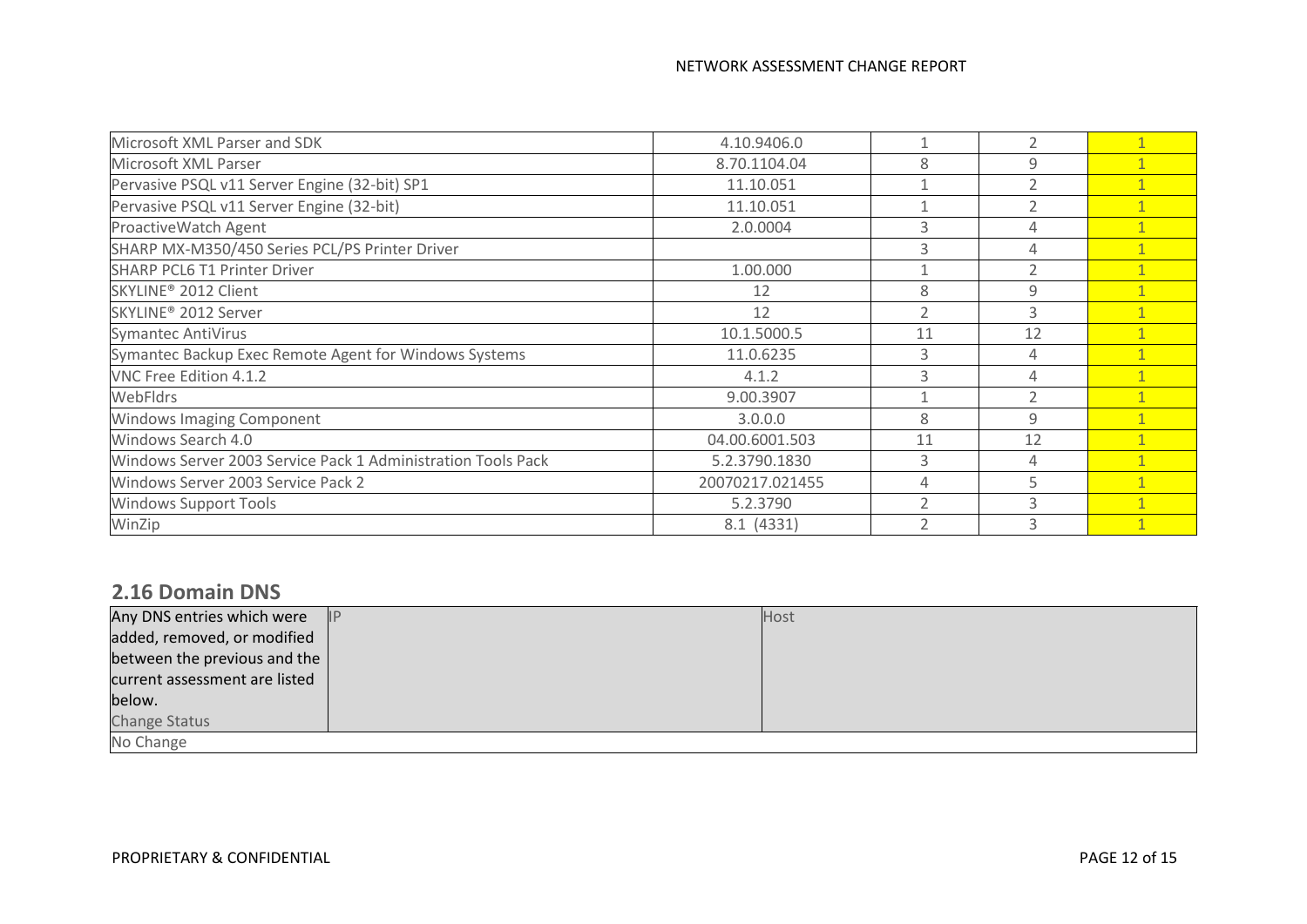| | | | | |
|---|---|---|---|---|
| Microsoft XML Parser and SDK | 4.10.9406.0 | 1 | 2 | 1 |
| Microsoft XML Parser | 8.70.1104.04 | 8 | 9 | 1 |
| Pervasive PSQL v11 Server Engine (32-bit) SP1 | 11.10.051 | 1 | 2 | 1 |
| Pervasive PSQL v11 Server Engine (32-bit) | 11.10.051 | 1 | 2 | 1 |
| ProactiveWatch Agent | 2.0.0004 | 3 | 4 | 1 |
| SHARP MX-M350/450 Series PCL/PS Printer Driver | | 3 | 4 | 1 |
| SHARP PCL6 T1 Printer Driver | 1.00.000 | 1 | 2 | 1 |
| SKYLINE® 2012 Client | 12 | 8 | 9 | 1 |
| SKYLINE® 2012 Server | 12 | 2 | 3 | 1 |
| Symantec AntiVirus | 10.1.5000.5 | 11 | 12 | 1 |
| Symantec Backup Exec Remote Agent for Windows Systems | 11.0.6235 | 3 | 4 | 1 |
| VNC Free Edition 4.1.2 | 4.1.2 | 3 | 4 | 1 |
| WebFldrs | 9.00.3907 | 1 | 2 | 1 |
| Windows Imaging Component | 3.0.0.0 | 8 | 9 | 1 |
| Windows Search 4.0 | 04.00.6001.503 | 11 | 12 | 1 |
| Windows Server 2003 Service Pack 1 Administration Tools Pack | 5.2.3790.1830 | 3 | 4 | 1 |
| Windows Server 2003 Service Pack 2 | 20070217.021455 | 4 | 5 | 1 |
| Windows Support Tools | 5.2.3790 | 2 | 3 | 1 |
| WinZip | 8.1 (4331) | 2 | 3 | 1 |

## 2.16 Domain DNS

| Any DNS entries which were added, removed, or modified between the previous and the current assessment are listed below. | IP | Host |
|---|---|---|
| Change Status | | |
| No Change | | |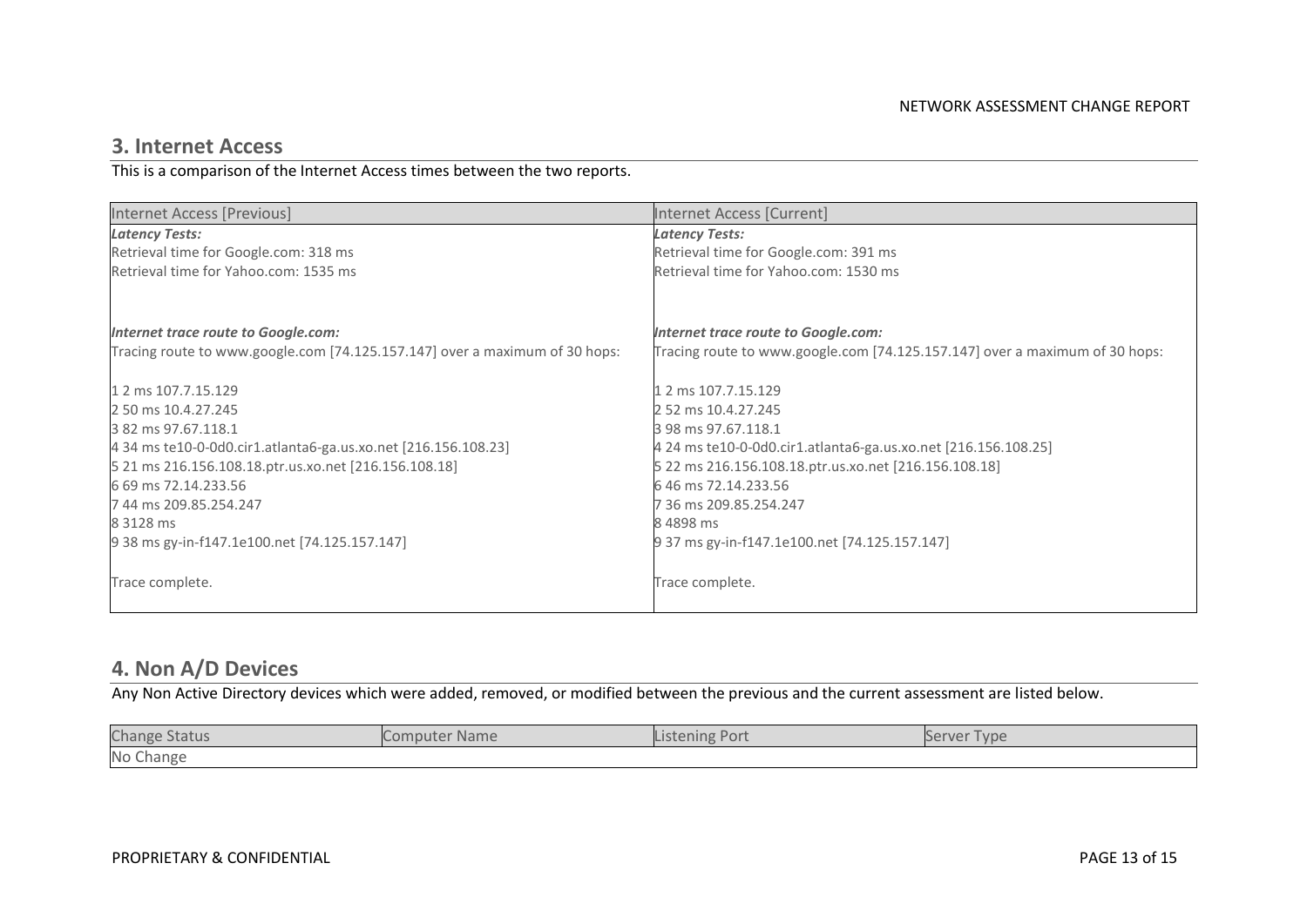## 3. Internet Access

This is a comparison of the Internet Access times between the two reports.

| Internet Access [Previous] | Internet Access [Current] |
|---|---|
| ***Latency Tests:***<br>Retrieval time for Google.com: 318 ms<br>Retrieval time for Yahoo.com: 1535 ms<br><br>***Internet trace route to Google.com:***<br>Tracing route to www.google.com [74.125.157.147] over a maximum of 30 hops:<br><br>1 2 ms 107.7.15.129<br>2 50 ms 10.4.27.245<br>3 82 ms 97.67.118.1<br>4 34 ms te10-0-0d0.cir1.atlanta6-ga.us.xo.net [216.156.108.23]<br>5 21 ms 216.156.108.18.ptr.us.xo.net [216.156.108.18]<br>6 69 ms 72.14.233.56<br>7 44 ms 209.85.254.247<br>8 3128 ms<br>9 38 ms gy-in-f147.1e100.net [74.125.157.147]<br><br>Trace complete. | ***Latency Tests:***<br>Retrieval time for Google.com: 391 ms<br>Retrieval time for Yahoo.com: 1530 ms<br><br>***Internet trace route to Google.com:***<br>Tracing route to www.google.com [74.125.157.147] over a maximum of 30 hops:<br><br>1 2 ms 107.7.15.129<br>2 52 ms 10.4.27.245<br>3 98 ms 97.67.118.1<br>4 24 ms te10-0-0d0.cir1.atlanta6-ga.us.xo.net [216.156.108.25]<br>5 22 ms 216.156.108.18.ptr.us.xo.net [216.156.108.18]<br>6 46 ms 72.14.233.56<br>7 36 ms 209.85.254.247<br>8 4898 ms<br>9 37 ms gy-in-f147.1e100.net [74.125.157.147]<br><br>Trace complete. |

## 4. Non A/D Devices

Any Non Active Directory devices which were added, removed, or modified between the previous and the current assessment are listed below.

| Change Status | Computer Name | Listening Port | Server Type |
|---|---|---|---|
| No Change | | | |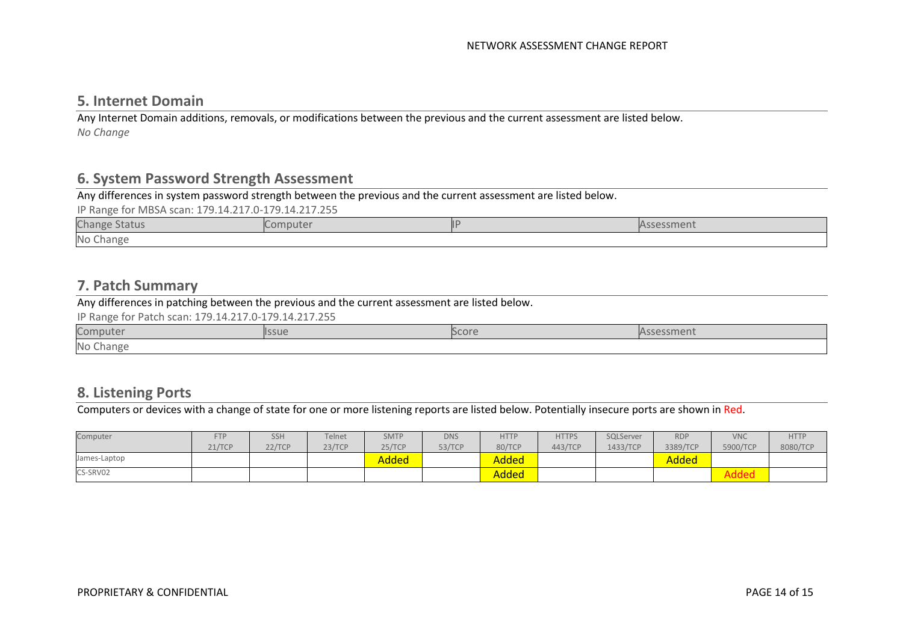## 5. Internet Domain

Any Internet Domain additions, removals, or modifications between the previous and the current assessment are listed below.

*No Change*

## 6. System Password Strength Assessment

Any differences in system password strength between the previous and the current assessment are listed below.

IP Range for MBSA scan: 179.14.217.0-179.14.217.255

| Change Status | Computer | IP | Assessment |
|---|---|---|---|
| No Change | | | |

## 7. Patch Summary

Any differences in patching between the previous and the current assessment are listed below.

IP Range for Patch scan: 179.14.217.0-179.14.217.255

| Computer | Issue | Score | Assessment |
|---|---|---|---|
| No Change | | | |

## 8. Listening Ports

Computers or devices with a change of state for one or more listening reports are listed below. Potentially insecure ports are shown in Red.

| Computer | FTP 21/TCP | SSH 22/TCP | Telnet 23/TCP | SMTP 25/TCP | DNS 53/TCP | HTTP 80/TCP | HTTPS 443/TCP | SQLServer 1433/TCP | RDP 3389/TCP | VNC 5900/TCP | HTTP 8080/TCP |
|---|---|---|---|---|---|---|---|---|---|---|---|
| James-Laptop | | | | Added | | Added | | | Added | | |
| CS-SRV02 | | | | | | Added | | | | Added | |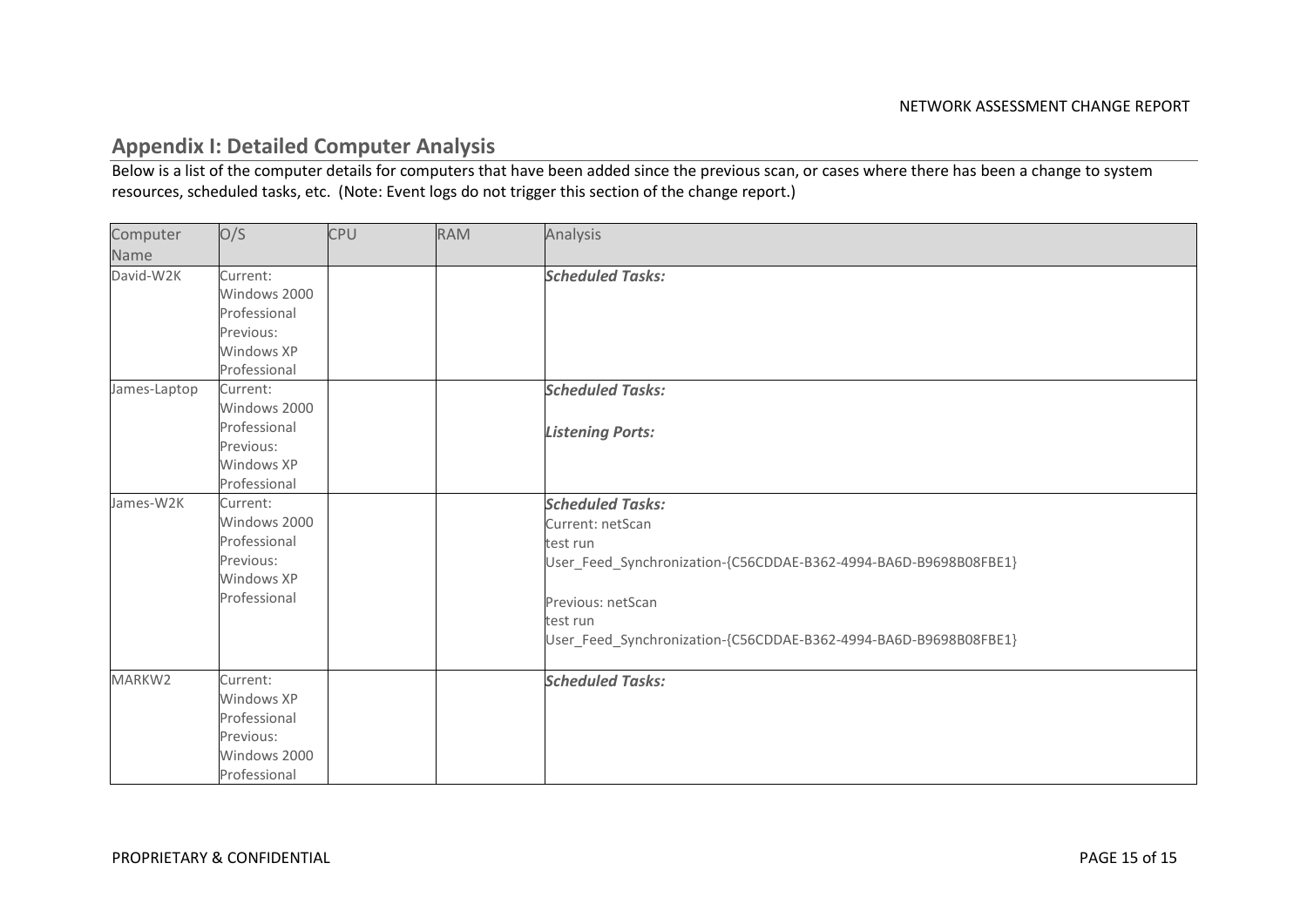## Appendix I: Detailed Computer Analysis

Below is a list of the computer details for computers that have been added since the previous scan, or cases where there has been a change to system resources, scheduled tasks, etc. (Note: Event logs do not trigger this section of the change report.)

| Computer Name | O/S | CPU | RAM | Analysis |
|---|---|---|---|---|
| David-W2K | Current: Windows 2000 Professional<br>Previous: Windows XP Professional | | | ***Scheduled Tasks:*** |
| James-Laptop | Current: Windows 2000 Professional<br>Previous: Windows XP Professional | | | ***Scheduled Tasks:***<br><br>***Listening Ports:*** |
| James-W2K | Current: Windows 2000 Professional<br>Previous: Windows XP Professional | | | ***Scheduled Tasks:***<br>Current: netScan<br>test run<br>User_Feed_Synchronization-{C56CDDAE-B362-4994-BA6D-B9698B08FBE1}<br><br>Previous: netScan<br>test run<br>User_Feed_Synchronization-{C56CDDAE-B362-4994-BA6D-B9698B08FBE1} |
| MARKW2 | Current: Windows XP Professional<br>Previous: Windows 2000 Professional | | | ***Scheduled Tasks:*** |